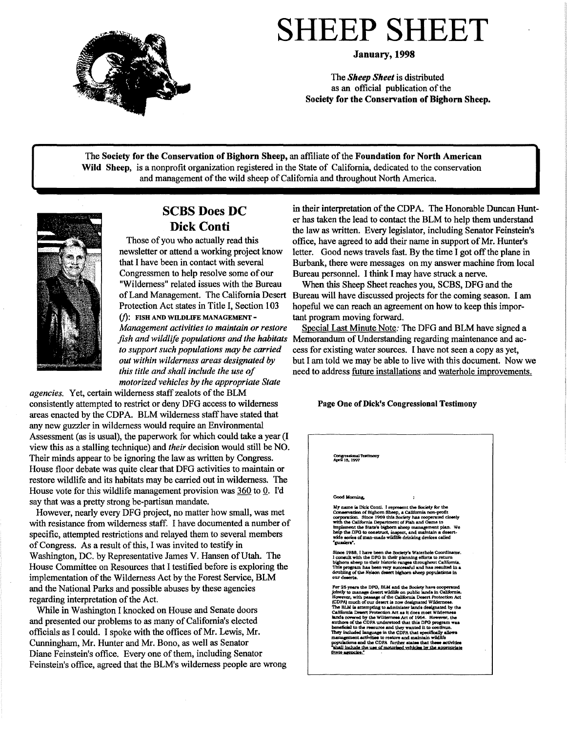# SHEEP SHEET

**January, 1998**

The ***Sheep Sheet*** is distributed as an official publication of the **Society for the Conservation of Bighorn Sheep.**

The **Society for the Conservation of Bighorn Sheep,** an affiliate of the **Foundation for North American Wild Sheep,** is a nonprofit organization registered in the State of California, dedicated to the conservation and management of the wild sheep of California and throughout North America.

## SCBS Does DC

### Dick Conti

Those of you who actually read this newsletter or attend a working project know that I have been in contact with several Congressmen to help resolve some of our "Wilderness" related issues with the Bureau of Land Management. The California Desert Protection Act states in Title I, Section 103 (*f*): FISH AND WILDLIFE MANAGEMENT - *Management activities to maintain or restore fish and wildlife populations and the habitats to support such populations may be carried out within wilderness areas designated by this title and shall include the use of motorized vehicles by the appropriate State agencies.* Yet, certain wilderness staff zealots of the BLM consistently attempted to restrict or deny DFG access to wilderness areas enacted by the CDPA. BLM wilderness staff have stated that any new guzzler in wilderness would require an Environmental Assessment (as is usual), the paperwork for which could take a year (I view this as a stalling technique) and *their* decision would still be NO. Their minds appear to be ignoring the law as written by Congress. House floor debate was quite clear that DFG activities to maintain or restore wildlife and its habitats may be carried out in wilderness. The House vote for this wildlife management provision was 360 to 0. I'd say that was a pretty strong be-partisan mandate.

However, nearly every DFG project, no matter how small, was met with resistance from wilderness staff. I have documented a number of specific, attempted restrictions and relayed them to several members of Congress. As a result of this, I was invited to testify in Washington, DC. by Representative James V. Hansen of Utah. The House Committee on Resources that I testified before is exploring the implementation of the Wilderness Act by the Forest Service, BLM and the National Parks and possible abuses by these agencies regarding interpretation of the Act.

While in Washington I knocked on House and Senate doors and presented our problems to as many of California's elected officials as I could. I spoke with the offices of Mr. Lewis, Mr. Cunningham, Mr. Hunter and Mr. Bono, as well as Senator Diane Feinstein's office. Every one of them, including Senator Feinstein's office, agreed that the BLM's wilderness people are wrong in their interpretation of the CDPA. The Honorable Duncan Hunter has taken the lead to contact the BLM to help them understand the law as written. Every legislator, including Senator Feinstein's office, have agreed to add their name in support of Mr. Hunter's letter. Good news travels fast. By the time I got off the plane in Burbank, there were messages on my answer machine from local Bureau personnel. I think I may have struck a nerve.

When this Sheep Sheet reaches you, SCBS, DFG and the Bureau will have discussed projects for the coming season. I am hopeful we can reach an agreement on how to keep this important program moving forward.

Special Last Minute Note: The DFG and BLM have signed a Memorandum of Understanding regarding maintenance and access for existing water sources. I have not seen a copy as yet, but I am told we may be able to live with this document. Now we need to address future installations and waterhole improvements.

**Page One of Dick's Congressional Testimony**

Congressional Testimony
April 15, 1997

Good Morning,

My name is Dick Conti. I represent the Society for the Conservation of Bighorn Sheep, a California non-profit corporation. Since 1969 this Society has cooperated closely with the California Department of Fish and Game to implement the State's bighorn sheep management plan. We help the DFG to construct, inspect, and maintain a desert-wide series of man-made wildlife drinking devices called "guzzlers".

Since 1988, I have been the Society's Waterhole Coordinator. I consult with the DFG in their planning efforts to return bighorn sheep to their historic ranges throughout California. This program has been very successful and has resulted in a doubling of the Nelson desert bighorn sheep populations in our deserts.

For 25 years the DFG, BLM and the Society have cooperated jointly to manage desert wildlife on public lands in California. However, with passage of the California Desert Protection Act (CDPA) much of our desert is now designated Wilderness. The BLM is attempting to administer lands designated by the California Desert Protection Act as it does most Wilderness lands covered by the Wilderness Act of 1964. However, the authors of the CDPA understood that this DFG program was beneficial to the resource and they wanted it to continue. They included language in the CDPA that specifically allows management activities to restore and maintain wildlife populations and the CDPA further states that these activities "shall include the use of motorized vehicles by the appropriate State agencies."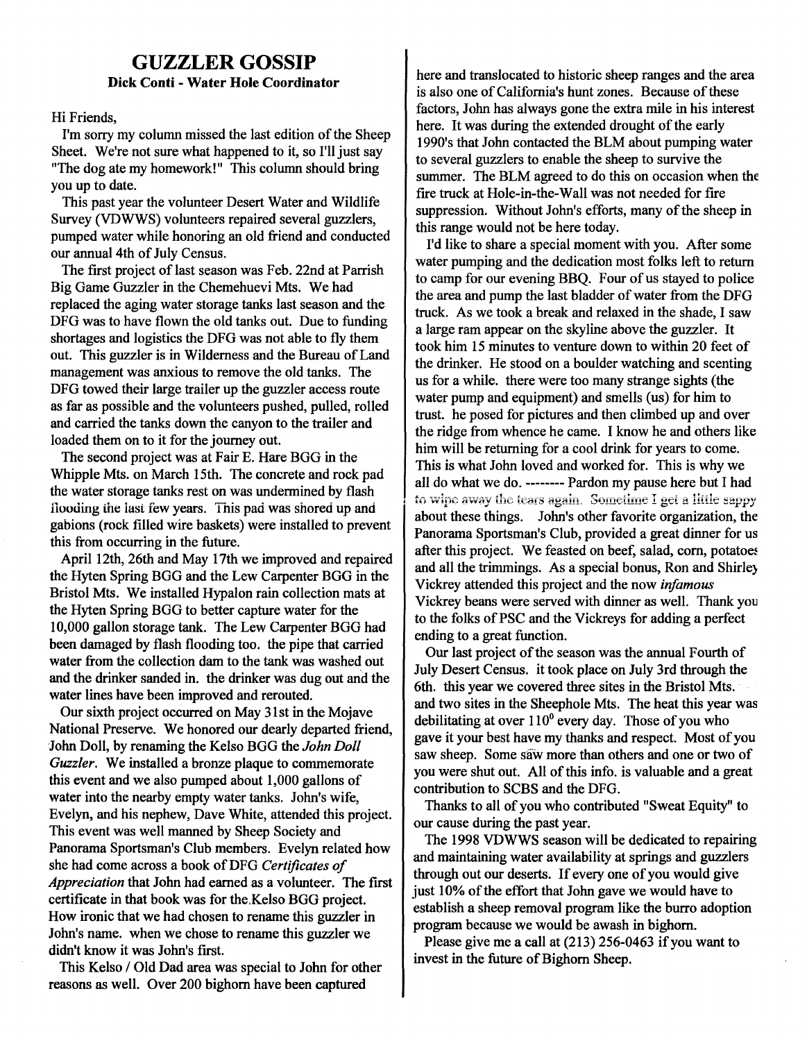# GUZZLER GOSSIP

**Dick Conti - Water Hole Coordinator**

Hi Friends,

I'm sorry my column missed the last edition of the Sheep Sheet. We're not sure what happened to it, so I'll just say "The dog ate my homework!" This column should bring you up to date.

This past year the volunteer Desert Water and Wildlife Survey (VDWWS) volunteers repaired several guzzlers, pumped water while honoring an old friend and conducted our annual 4th of July Census.

The first project of last season was Feb. 22nd at Parrish Big Game Guzzler in the Chemehuevi Mts. We had replaced the aging water storage tanks last season and the DFG was to have flown the old tanks out. Due to funding shortages and logistics the DFG was not able to fly them out. This guzzler is in Wilderness and the Bureau of Land management was anxious to remove the old tanks. The DFG towed their large trailer up the guzzler access route as far as possible and the volunteers pushed, pulled, rolled and carried the tanks down the canyon to the trailer and loaded them on to it for the journey out.

The second project was at Fair E. Hare BGG in the Whipple Mts. on March 15th. The concrete and rock pad the water storage tanks rest on was undermined by flash flooding the last few years. This pad was shored up and gabions (rock filled wire baskets) were installed to prevent this from occurring in the future.

April 12th, 26th and May 17th we improved and repaired the Hyten Spring BGG and the Lew Carpenter BGG in the Bristol Mts. We installed Hypalon rain collection mats at the Hyten Spring BGG to better capture water for the 10,000 gallon storage tank. The Lew Carpenter BGG had been damaged by flash flooding too. the pipe that carried water from the collection dam to the tank was washed out and the drinker sanded in. the drinker was dug out and the water lines have been improved and rerouted.

Our sixth project occurred on May 31st in the Mojave National Preserve. We honored our dearly departed friend, John Doll, by renaming the Kelso BGG the *John Doll Guzzler*. We installed a bronze plaque to commemorate this event and we also pumped about 1,000 gallons of water into the nearby empty water tanks. John's wife, Evelyn, and his nephew, Dave White, attended this project. This event was well manned by Sheep Society and Panorama Sportsman's Club members. Evelyn related how she had come across a book of DFG *Certificates of Appreciation* that John had earned as a volunteer. The first certificate in that book was for the Kelso BGG project. How ironic that we had chosen to rename this guzzler in John's name. when we chose to rename this guzzler we didn't know it was John's first.

This Kelso / Old Dad area was special to John for other reasons as well. Over 200 bighorn have been captured here and translocated to historic sheep ranges and the area is also one of California's hunt zones. Because of these factors, John has always gone the extra mile in his interest here. It was during the extended drought of the early 1990's that John contacted the BLM about pumping water to several guzzlers to enable the sheep to survive the summer. The BLM agreed to do this on occasion when the fire truck at Hole-in-the-Wall was not needed for fire suppression. Without John's efforts, many of the sheep in this range would not be here today.

I'd like to share a special moment with you. After some water pumping and the dedication most folks left to return to camp for our evening BBQ. Four of us stayed to police the area and pump the last bladder of water from the DFG truck. As we took a break and relaxed in the shade, I saw a large ram appear on the skyline above the guzzler. It took him 15 minutes to venture down to within 20 feet of the drinker. He stood on a boulder watching and scenting us for a while. there were too many strange sights (the water pump and equipment) and smells (us) for him to trust. he posed for pictures and then climbed up and over the ridge from whence he came. I know he and others like him will be returning for a cool drink for years to come. This is what John loved and worked for. This is why we all do what we do. -------- Pardon my pause here but I had to wipe away the tears again. Sometime I get a little sappy about these things. John's other favorite organization, the Panorama Sportsman's Club, provided a great dinner for us after this project. We feasted on beef, salad, corn, potatoes and all the trimmings. As a special bonus, Ron and Shirley Vickrey attended this project and the now *infamous* Vickrey beans were served with dinner as well. Thank you to the folks of PSC and the Vickreys for adding a perfect ending to a great function.

Our last project of the season was the annual Fourth of July Desert Census. it took place on July 3rd through the 6th. this year we covered three sites in the Bristol Mts. and two sites in the Sheephole Mts. The heat this year was debilitating at over 110° every day. Those of you who gave it your best have my thanks and respect. Most of you saw sheep. Some saw more than others and one or two of you were shut out. All of this info. is valuable and a great contribution to SCBS and the DFG.

Thanks to all of you who contributed "Sweat Equity" to our cause during the past year.

The 1998 VDWWS season will be dedicated to repairing and maintaining water availability at springs and guzzlers through out our deserts. If every one of you would give just 10% of the effort that John gave we would have to establish a sheep removal program like the burro adoption program because we would be awash in bighorn.

Please give me a call at (213) 256-0463 if you want to invest in the future of Bighorn Sheep.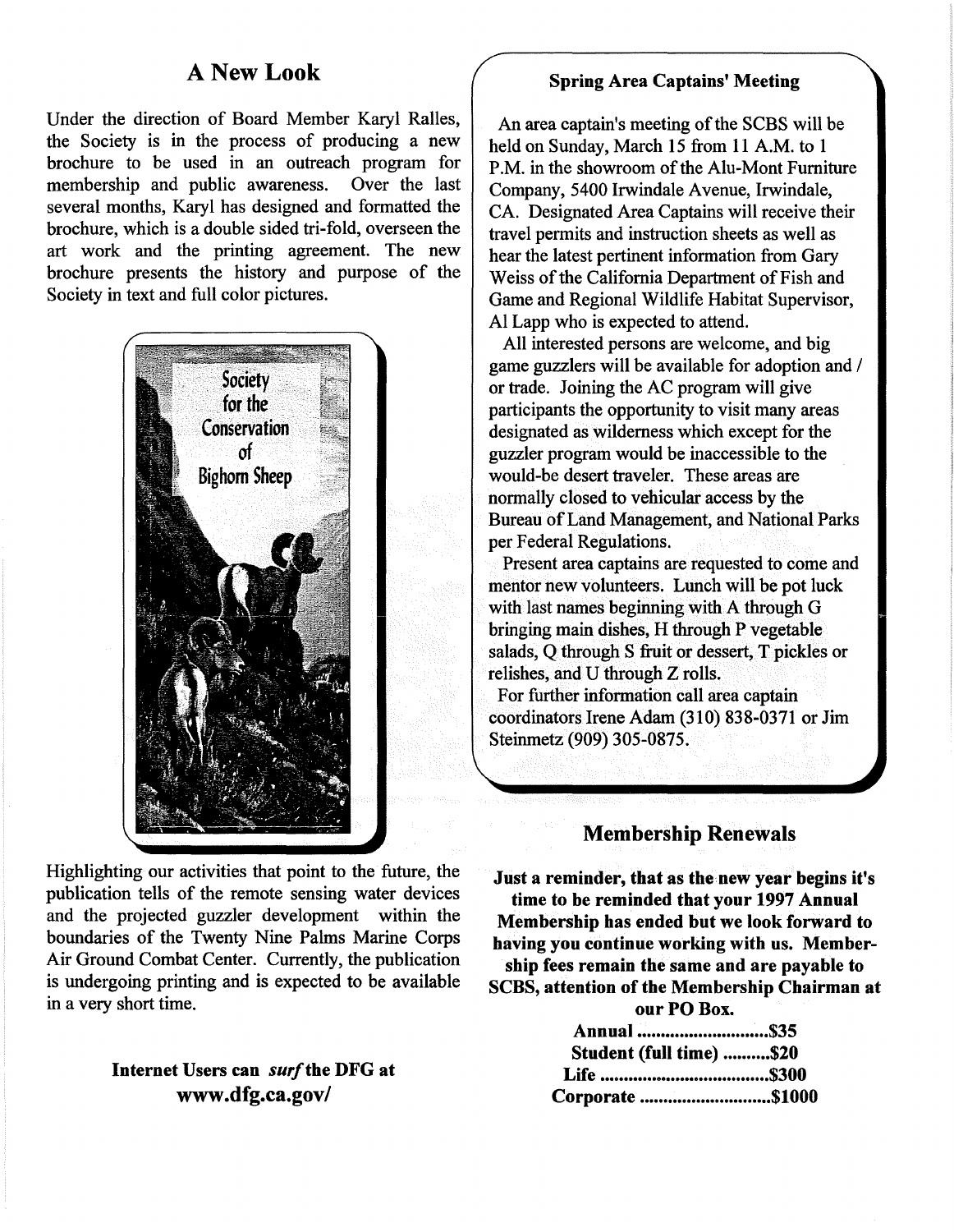## A New Look

Under the direction of Board Member Karyl Ralles, the Society is in the process of producing a new brochure to be used in an outreach program for membership and public awareness. Over the last several months, Karyl has designed and formatted the brochure, which is a double sided tri-fold, overseen the art work and the printing agreement. The new brochure presents the history and purpose of the Society in text and full color pictures.

Society for the Conservation of Bighorn Sheep

Highlighting our activities that point to the future, the publication tells of the remote sensing water devices and the projected guzzler development within the boundaries of the Twenty Nine Palms Marine Corps Air Ground Combat Center. Currently, the publication is undergoing printing and is expected to be available in a very short time.

**Internet Users can *surf* the DFG at**
**www.dfg.ca.gov/**

### Spring Area Captains' Meeting

An area captain's meeting of the SCBS will be held on Sunday, March 15 from 11 A.M. to 1 P.M. in the showroom of the Alu-Mont Furniture Company, 5400 Irwindale Avenue, Irwindale, CA. Designated Area Captains will receive their travel permits and instruction sheets as well as hear the latest pertinent information from Gary Weiss of the California Department of Fish and Game and Regional Wildlife Habitat Supervisor, Al Lapp who is expected to attend.

All interested persons are welcome, and big game guzzlers will be available for adoption and / or trade. Joining the AC program will give participants the opportunity to visit many areas designated as wilderness which except for the guzzler program would be inaccessible to the would-be desert traveler. These areas are normally closed to vehicular access by the Bureau of Land Management, and National Parks per Federal Regulations.

Present area captains are requested to come and mentor new volunteers. Lunch will be pot luck with last names beginning with A through G bringing main dishes, H through P vegetable salads, Q through S fruit or dessert, T pickles or relishes, and U through Z rolls.

For further information call area captain coordinators Irene Adam (310) 838-0371 or Jim Steinmetz (909) 305-0875.

## Membership Renewals

**Just a reminder, that as the new year begins it's time to be reminded that your 1997 Annual Membership has ended but we look forward to having you continue working with us. Membership fees remain the same and are payable to SCBS, attention of the Membership Chairman at our PO Box.**

**Annual ............................$35**
**Student (full time) ..........$20**
**Life ....................................$300**
**Corporate ............................$1000**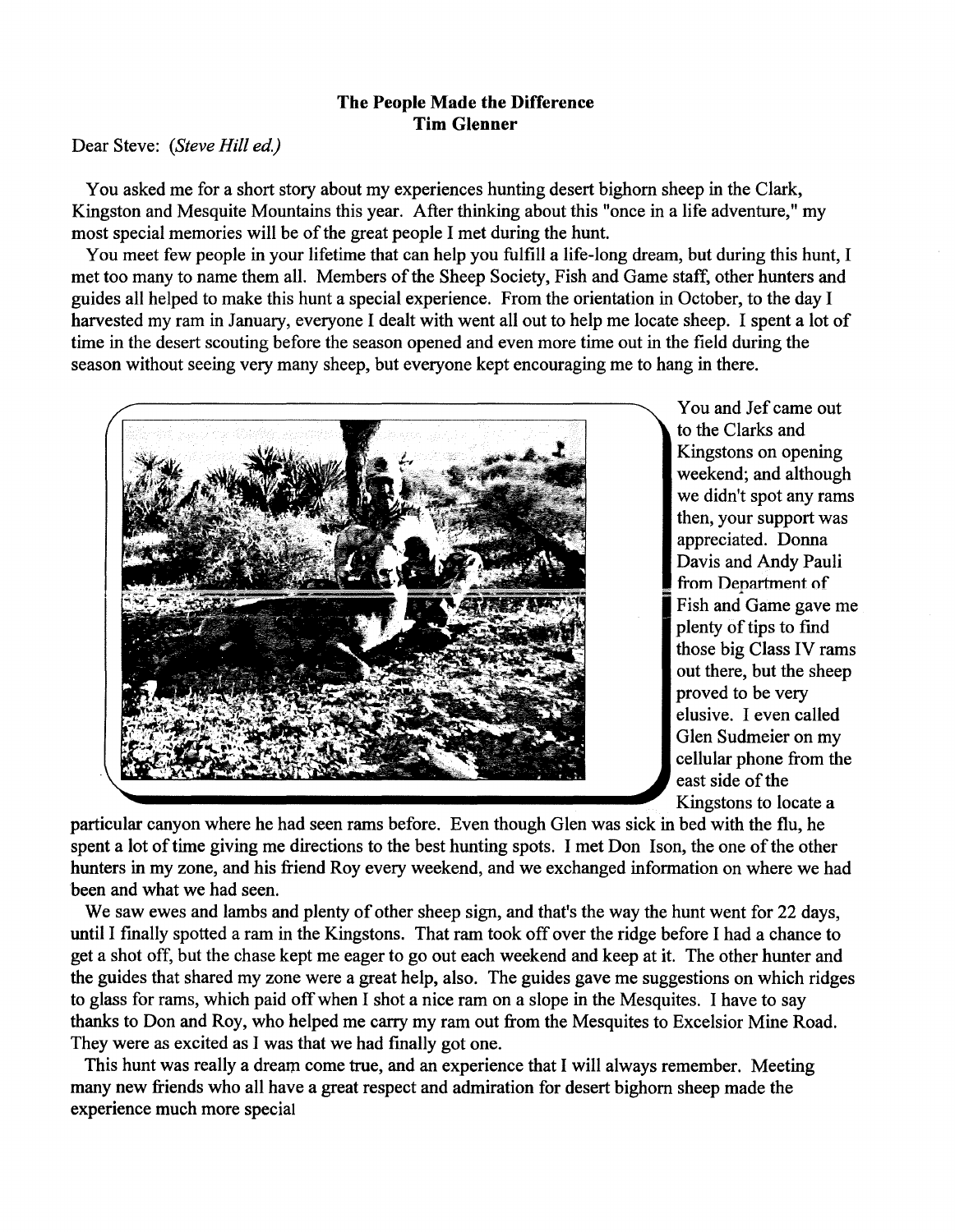**The People Made the Difference**
**Tim Glenner**

Dear Steve: *(Steve Hill ed.)*

You asked me for a short story about my experiences hunting desert bighorn sheep in the Clark, Kingston and Mesquite Mountains this year. After thinking about this "once in a life adventure," my most special memories will be of the great people I met during the hunt.

You meet few people in your lifetime that can help you fulfill a life-long dream, but during this hunt, I met too many to name them all. Members of the Sheep Society, Fish and Game staff, other hunters and guides all helped to make this hunt a special experience. From the orientation in October, to the day I harvested my ram in January, everyone I dealt with went all out to help me locate sheep. I spent a lot of time in the desert scouting before the season opened and even more time out in the field during the season without seeing very many sheep, but everyone kept encouraging me to hang in there.

You and Jef came out to the Clarks and Kingstons on opening weekend; and although we didn't spot any rams then, your support was appreciated. Donna Davis and Andy Pauli from Department of Fish and Game gave me plenty of tips to find those big Class IV rams out there, but the sheep proved to be very elusive. I even called Glen Sudmeier on my cellular phone from the east side of the Kingstons to locate a particular canyon where he had seen rams before. Even though Glen was sick in bed with the flu, he spent a lot of time giving me directions to the best hunting spots. I met Don Ison, the one of the other hunters in my zone, and his friend Roy every weekend, and we exchanged information on where we had been and what we had seen.

We saw ewes and lambs and plenty of other sheep sign, and that's the way the hunt went for 22 days, until I finally spotted a ram in the Kingstons. That ram took off over the ridge before I had a chance to get a shot off, but the chase kept me eager to go out each weekend and keep at it. The other hunter and the guides that shared my zone were a great help, also. The guides gave me suggestions on which ridges to glass for rams, which paid off when I shot a nice ram on a slope in the Mesquites. I have to say thanks to Don and Roy, who helped me carry my ram out from the Mesquites to Excelsior Mine Road. They were as excited as I was that we had finally got one.

This hunt was really a dream come true, and an experience that I will always remember. Meeting many new friends who all have a great respect and admiration for desert bighorn sheep made the experience much more special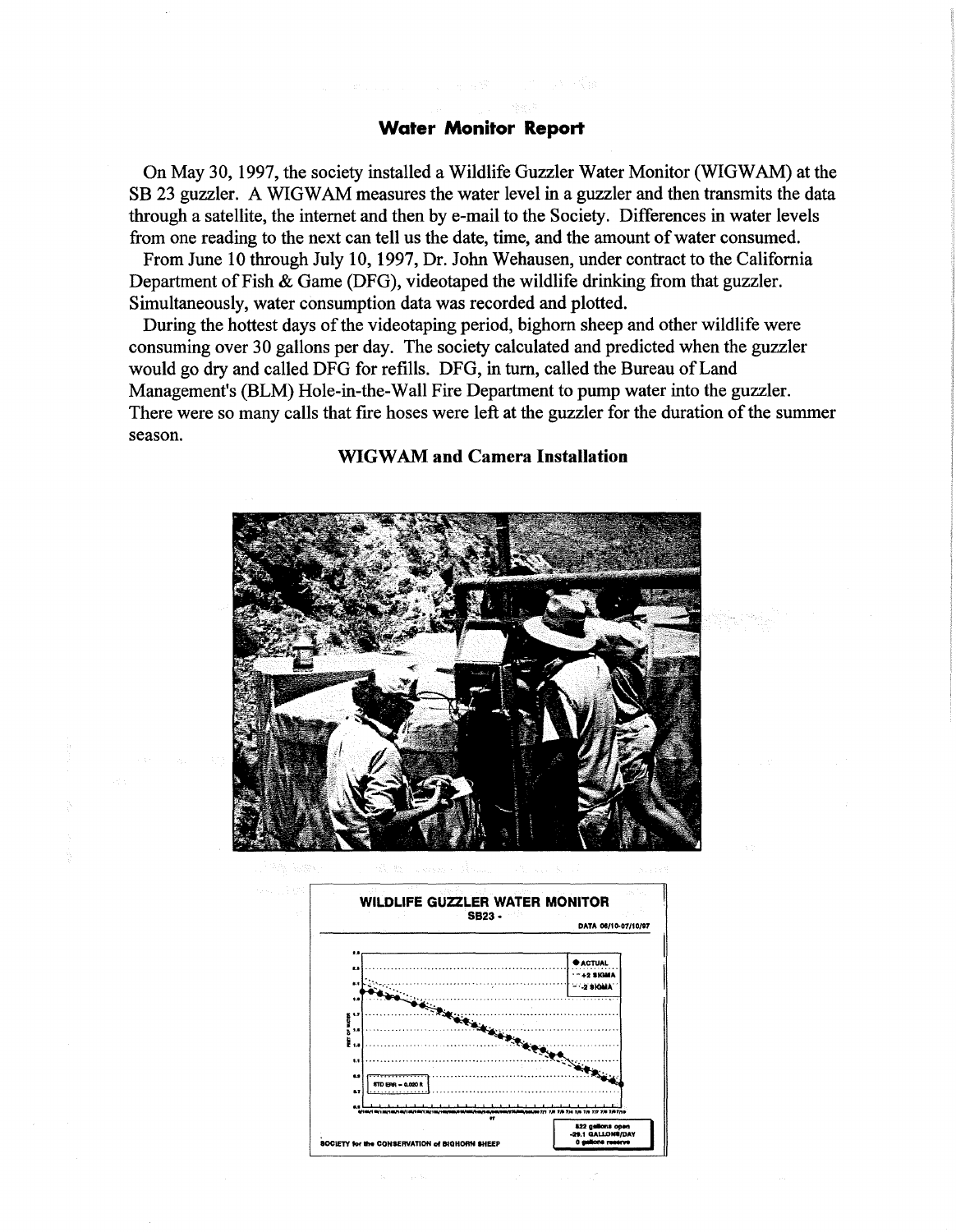## Water Monitor Report

On May 30, 1997, the society installed a Wildlife Guzzler Water Monitor (WIGWAM) at the SB 23 guzzler. A WIGWAM measures the water level in a guzzler and then transmits the data through a satellite, the internet and then by e-mail to the Society. Differences in water levels from one reading to the next can tell us the date, time, and the amount of water consumed.

From June 10 through July 10, 1997, Dr. John Wehausen, under contract to the California Department of Fish & Game (DFG), videotaped the wildlife drinking from that guzzler. Simultaneously, water consumption data was recorded and plotted.

During the hottest days of the videotaping period, bighorn sheep and other wildlife were consuming over 30 gallons per day. The society calculated and predicted when the guzzler would go dry and called DFG for refills. DFG, in turn, called the Bureau of Land Management's (BLM) Hole-in-the-Wall Fire Department to pump water into the guzzler. There were so many calls that fire hoses were left at the guzzler for the duration of the summer season.

**WIGWAM and Camera Installation**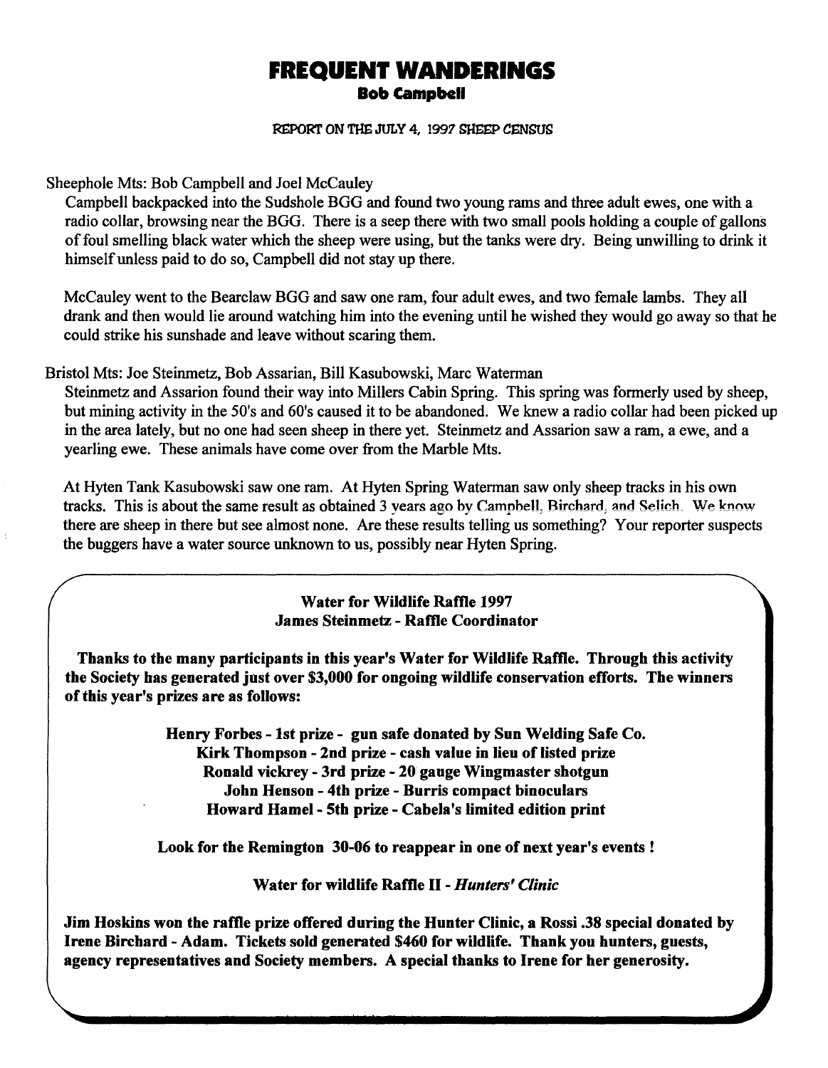# FREQUENT WANDERINGS

### Bob Campbell

REPORT ON THE JULY 4, 1997 SHEEP CENSUS

Sheephole Mts: Bob Campbell and Joel McCauley

Campbell backpacked into the Sudshole BGG and found two young rams and three adult ewes, one with a radio collar, browsing near the BGG. There is a seep there with two small pools holding a couple of gallons of foul smelling black water which the sheep were using, but the tanks were dry. Being unwilling to drink it himself unless paid to do so, Campbell did not stay up there.

McCauley went to the Bearclaw BGG and saw one ram, four adult ewes, and two female lambs. They all drank and then would lie around watching him into the evening until he wished they would go away so that he could strike his sunshade and leave without scaring them.

Bristol Mts: Joe Steinmetz, Bob Assarian, Bill Kasubowski, Marc Waterman

Steinmetz and Assarion found their way into Millers Cabin Spring. This spring was formerly used by sheep, but mining activity in the 50's and 60's caused it to be abandoned. We knew a radio collar had been picked up in the area lately, but no one had seen sheep in there yet. Steinmetz and Assarion saw a ram, a ewe, and a yearling ewe. These animals have come over from the Marble Mts.

At Hyten Tank Kasubowski saw one ram. At Hyten Spring Waterman saw only sheep tracks in his own tracks. This is about the same result as obtained 3 years ago by Campbell, Birchard, and Selich. We know there are sheep in there but see almost none. Are these results telling us something? Your reporter suspects the buggers have a water source unknown to us, possibly near Hyten Spring.

---

**Water for Wildlife Raffle 1997**
**James Steinmetz - Raffle Coordinator**

**Thanks to the many participants in this year's Water for Wildlife Raffle. Through this activity the Society has generated just over $3,000 for ongoing wildlife conservation efforts. The winners of this year's prizes are as follows:**

**Henry Forbes - 1st prize - gun safe donated by Sun Welding Safe Co.**
**Kirk Thompson - 2nd prize - cash value in lieu of listed prize**
**Ronald vickrey - 3rd prize - 20 gauge Wingmaster shotgun**
**John Henson - 4th prize - Burris compact binoculars**
**Howard Hamel - 5th prize - Cabela's limited edition print**

**Look for the Remington 30-06 to reappear in one of next year's events !**

**Water for wildlife Raffle II - *Hunters' Clinic***

**Jim Hoskins won the raffle prize offered during the Hunter Clinic, a Rossi .38 special donated by Irene Birchard - Adam. Tickets sold generated $460 for wildlife. Thank you hunters, guests, agency representatives and Society members. A special thanks to Irene for her generosity.**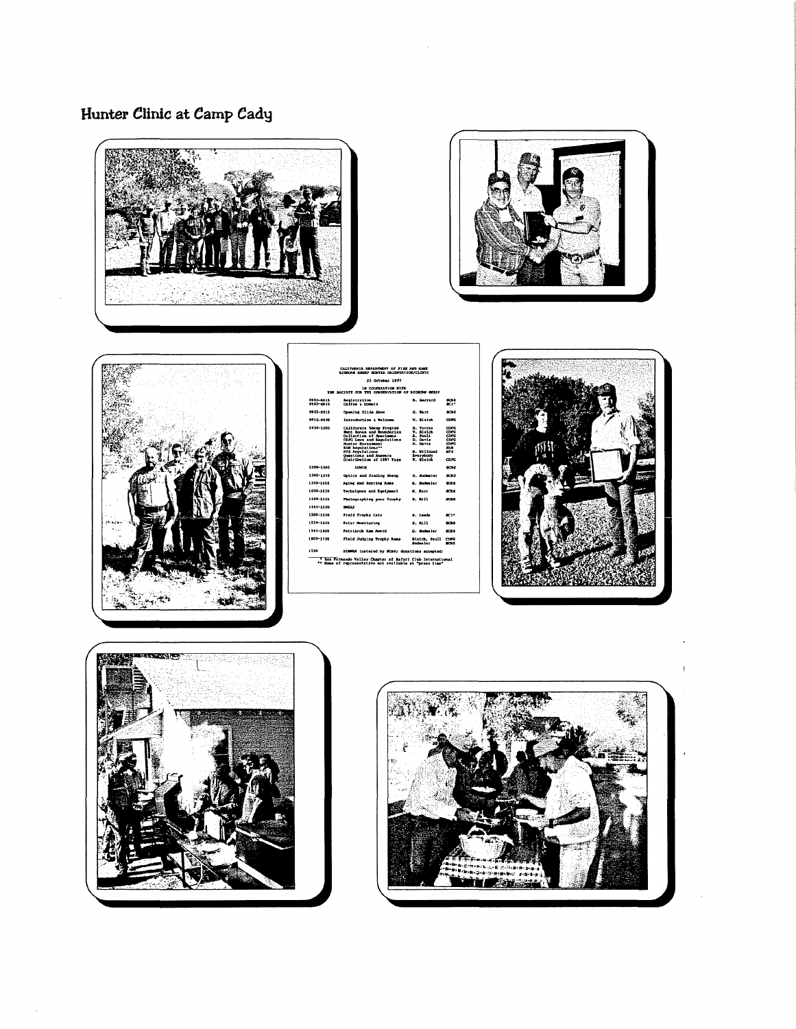# Hunter Clinic at Camp Cady

CALIFORNIA DEPARTMENT OF FISH AND GAME
BIGHORN SHEEP HUNTER ORIENTATION/CLINIC

25 October 1997

IN COOPERATION WITH
THE SOCIETY FOR THE CONSERVATION OF BIGHORN SHEEP

| Time | Topic | Presenter | Org |
|---|---|---|---|
| 0800-0845<br>0800-0845 | Registration<br>Coffee & Donuts | N. Garrard | SCBS<br>SCI* |
| 0845-0915 | Opening Slide Show | G. Karr | SCBS |
| 0915-0930 | Introduction & Welcome | V. Bleich | CDFG |
| 0930-1200 | California Sheep Program<br>Hunt Zones and Boundaries<br>Collection of Specimens<br>CDFG Laws and Regulations<br>Hunter Harassment<br>BLM Regulations**<br>NPS Regulations<br>Questions and Answers<br>Distribution of 1997 Tags | S. Torres<br>V. Bleich<br>A. Pauli<br>D. Davis<br>D. Davis<br><br>B. Millbond<br>Everybody<br>V. Bleich | CDFG<br>CDFG<br>CDFG<br>CDFG<br>CDFG<br>BLM<br>NPS<br><br>CDFG |
| 1200-1300 | LUNCH | | SCBS |
| 1300-1330 | Optics and Finding Sheep | G. Sudmeier | SCBS |
| 1330-1400 | Aging and Scoring Rams | G. Sudmeier | SCBS |
| 1400-1430 | Techniques and Equipment | G. Karr | SCBS |
| 1430-1445 | Photographing your Trophy | S. Hill | SCBS |
| 1445-1500 | BREAK | | |
| 1500-1530 | Field Trophy Care | S. Leeds | SCI* |
| 1530-1545 | Water Monitoring | S. Hill | SCBS |
| 1545-1600 | Patriarch Ram Award | G. Sudmeier | SCBS |
| 1600-1730 | Field Judging Trophy Rams | Bleich, Pauli<br>Sudmeier | CDFG<br>SCBS |
| 1730 | DINNER (catered by SCBS; donations accepted) | | |

\* San Fernando Valley Chapter of Safari Club International
\*\* Name of representative not available at "press time"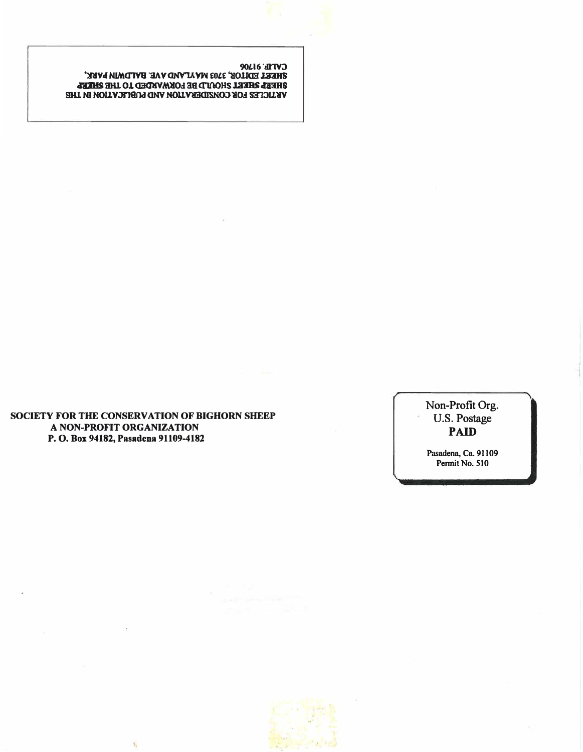ARTICLES FOR CONSIDERATION AND PUBLICATION IN THE SHEEP SHEET SHOULD BE FORWARDED TO THE SHEEP SHEET EDITOR, 3703 MAYLAND AVE. BALDWIN PARK, CALIF. 91706

**SOCIETY FOR THE CONSERVATION OF BIGHORN SHEEP**
**A NON-PROFIT ORGANIZATION**
**P. O. Box 94182, Pasadena 91109-4182**

Non-Profit Org.
U.S. Postage
**PAID**

Pasadena, Ca. 91109
Permit No. 510